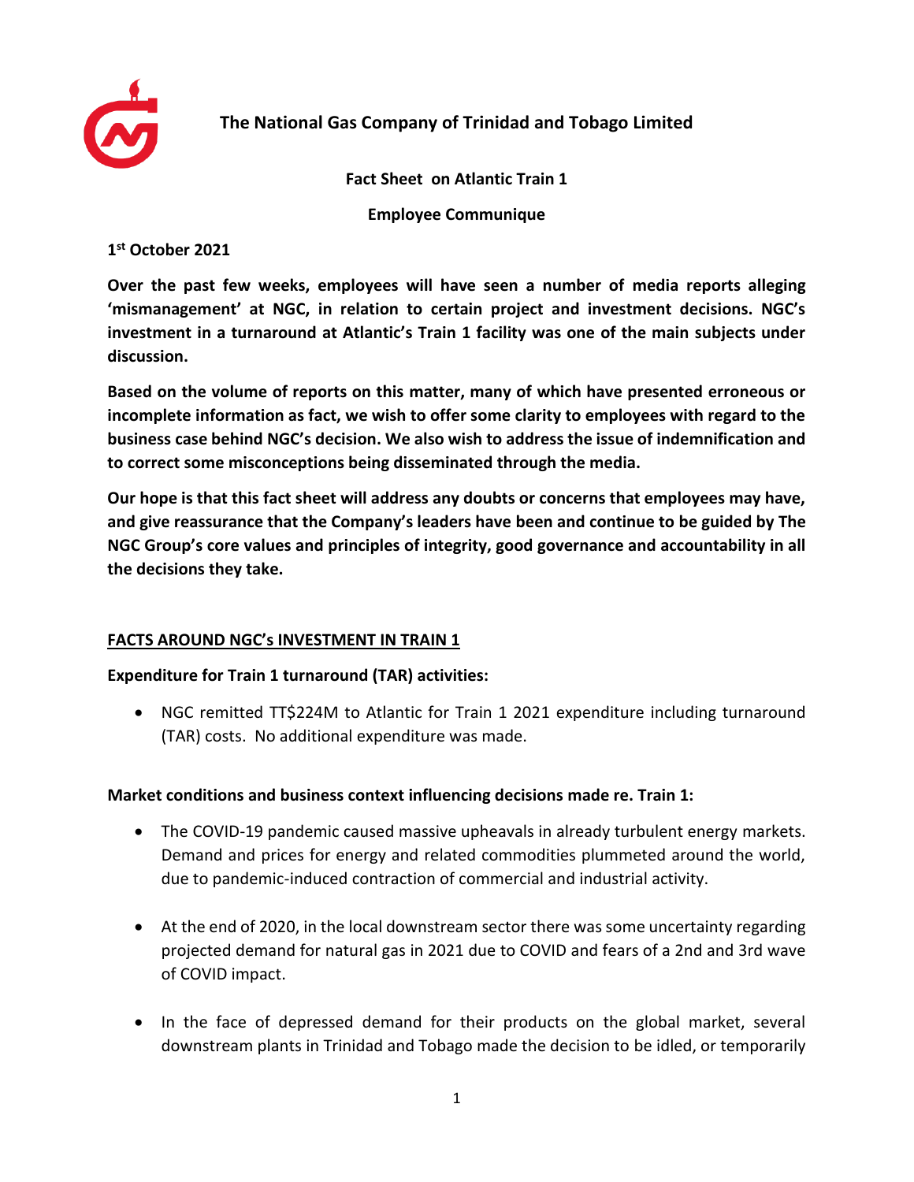# The National Gas Company of Trinidad and Tobago Limited

**Fact Sheet on Atlantic Train 1**

**Employee Communique**

**1st October 2021**

**Over the past few weeks, employees will have seen a number of media reports alleging 'mismanagement' at NGC, in relation to certain project and investment decisions. NGC's investment in a turnaround at Atlantic's Train 1 facility was one of the main subjects under discussion.**

**Based on the volume of reports on this matter, many of which have presented erroneous or incomplete information as fact, we wish to offer some clarity to employees with regard to the business case behind NGC's decision. We also wish to address the issue of indemnification and to correct some misconceptions being disseminated through the media.**

**Our hope is that this fact sheet will address any doubts or concerns that employees may have, and give reassurance that the Company's leaders have been and continue to be guided by The NGC Group's core values and principles of integrity, good governance and accountability in all the decisions they take.**

## FACTS AROUND NGC's INVESTMENT IN TRAIN 1

**Expenditure for Train 1 turnaround (TAR) activities:**

- NGC remitted TT$224M to Atlantic for Train 1 2021 expenditure including turnaround (TAR) costs. No additional expenditure was made.

**Market conditions and business context influencing decisions made re. Train 1:**

- The COVID-19 pandemic caused massive upheavals in already turbulent energy markets. Demand and prices for energy and related commodities plummeted around the world, due to pandemic-induced contraction of commercial and industrial activity.
- At the end of 2020, in the local downstream sector there was some uncertainty regarding projected demand for natural gas in 2021 due to COVID and fears of a 2nd and 3rd wave of COVID impact.
- In the face of depressed demand for their products on the global market, several downstream plants in Trinidad and Tobago made the decision to be idled, or temporarily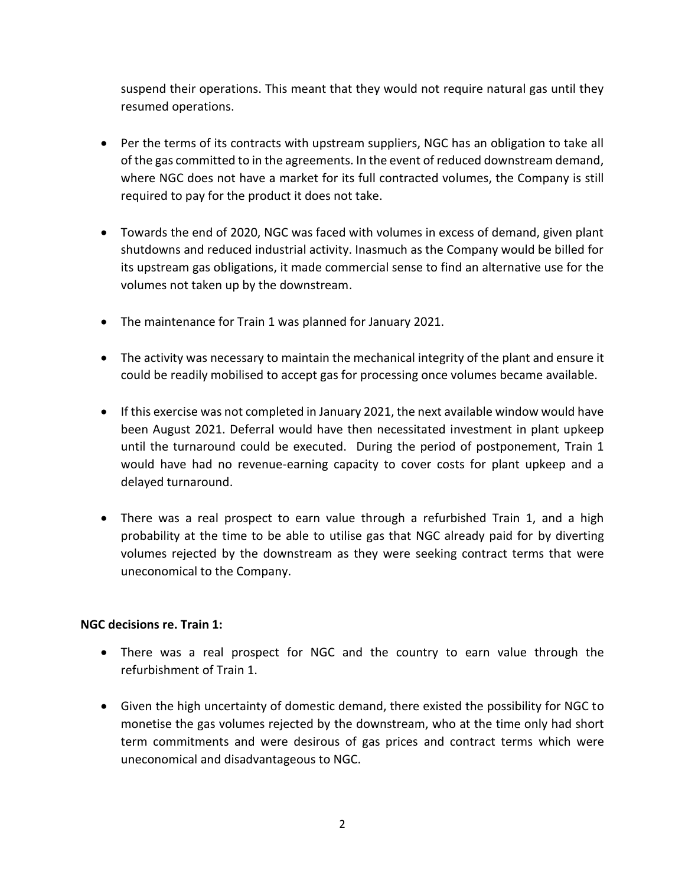suspend their operations. This meant that they would not require natural gas until they resumed operations.

- Per the terms of its contracts with upstream suppliers, NGC has an obligation to take all of the gas committed to in the agreements. In the event of reduced downstream demand, where NGC does not have a market for its full contracted volumes, the Company is still required to pay for the product it does not take.

- Towards the end of 2020, NGC was faced with volumes in excess of demand, given plant shutdowns and reduced industrial activity. Inasmuch as the Company would be billed for its upstream gas obligations, it made commercial sense to find an alternative use for the volumes not taken up by the downstream.

- The maintenance for Train 1 was planned for January 2021.

- The activity was necessary to maintain the mechanical integrity of the plant and ensure it could be readily mobilised to accept gas for processing once volumes became available.

- If this exercise was not completed in January 2021, the next available window would have been August 2021. Deferral would have then necessitated investment in plant upkeep until the turnaround could be executed. During the period of postponement, Train 1 would have had no revenue-earning capacity to cover costs for plant upkeep and a delayed turnaround.

- There was a real prospect to earn value through a refurbished Train 1, and a high probability at the time to be able to utilise gas that NGC already paid for by diverting volumes rejected by the downstream as they were seeking contract terms that were uneconomical to the Company.

**NGC decisions re. Train 1:**

- There was a real prospect for NGC and the country to earn value through the refurbishment of Train 1.

- Given the high uncertainty of domestic demand, there existed the possibility for NGC to monetise the gas volumes rejected by the downstream, who at the time only had short term commitments and were desirous of gas prices and contract terms which were uneconomical and disadvantageous to NGC.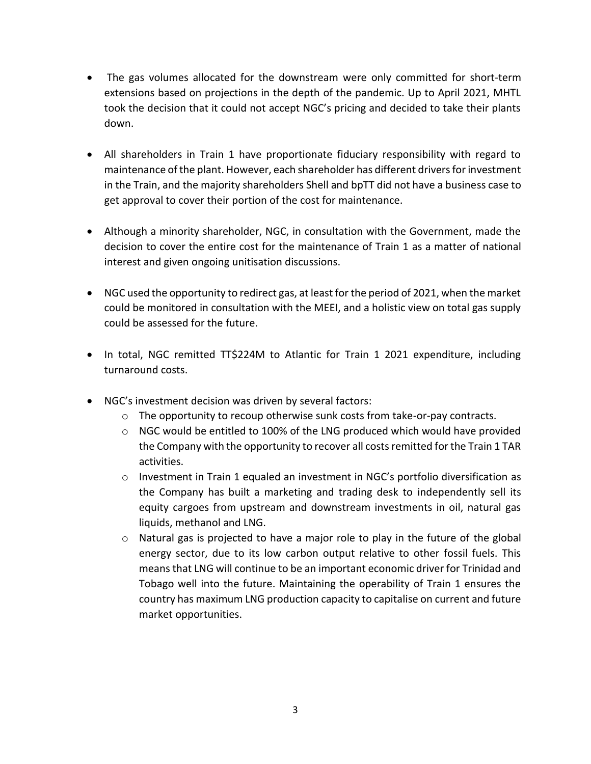- The gas volumes allocated for the downstream were only committed for short-term extensions based on projections in the depth of the pandemic. Up to April 2021, MHTL took the decision that it could not accept NGC's pricing and decided to take their plants down.

- All shareholders in Train 1 have proportionate fiduciary responsibility with regard to maintenance of the plant. However, each shareholder has different drivers for investment in the Train, and the majority shareholders Shell and bpTT did not have a business case to get approval to cover their portion of the cost for maintenance.

- Although a minority shareholder, NGC, in consultation with the Government, made the decision to cover the entire cost for the maintenance of Train 1 as a matter of national interest and given ongoing unitisation discussions.

- NGC used the opportunity to redirect gas, at least for the period of 2021, when the market could be monitored in consultation with the MEEI, and a holistic view on total gas supply could be assessed for the future.

- In total, NGC remitted TT$224M to Atlantic for Train 1 2021 expenditure, including turnaround costs.

- NGC's investment decision was driven by several factors:
  - The opportunity to recoup otherwise sunk costs from take-or-pay contracts.
  - NGC would be entitled to 100% of the LNG produced which would have provided the Company with the opportunity to recover all costs remitted for the Train 1 TAR activities.
  - Investment in Train 1 equaled an investment in NGC's portfolio diversification as the Company has built a marketing and trading desk to independently sell its equity cargoes from upstream and downstream investments in oil, natural gas liquids, methanol and LNG.
  - Natural gas is projected to have a major role to play in the future of the global energy sector, due to its low carbon output relative to other fossil fuels. This means that LNG will continue to be an important economic driver for Trinidad and Tobago well into the future. Maintaining the operability of Train 1 ensures the country has maximum LNG production capacity to capitalise on current and future market opportunities.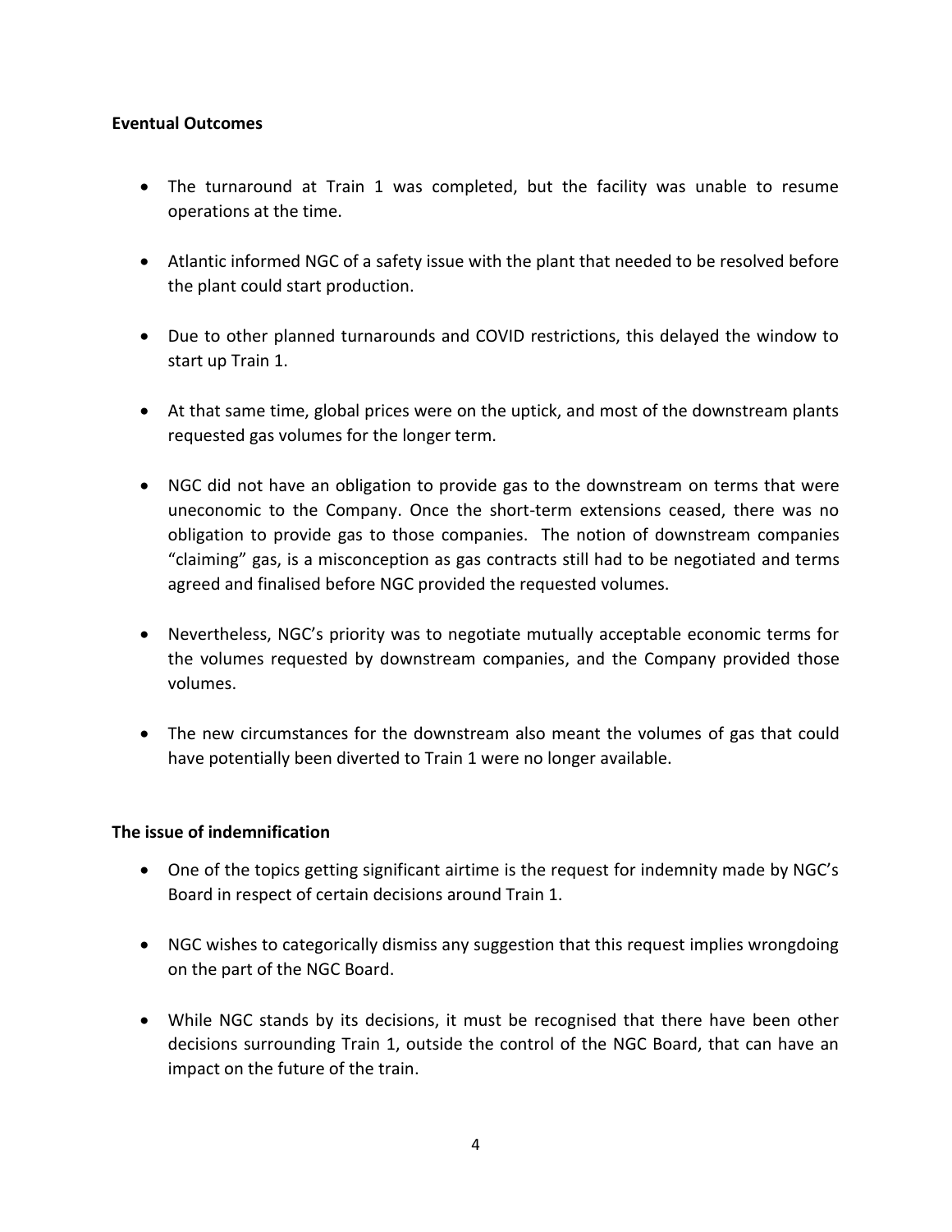**Eventual Outcomes**

- The turnaround at Train 1 was completed, but the facility was unable to resume operations at the time.
- Atlantic informed NGC of a safety issue with the plant that needed to be resolved before the plant could start production.
- Due to other planned turnarounds and COVID restrictions, this delayed the window to start up Train 1.
- At that same time, global prices were on the uptick, and most of the downstream plants requested gas volumes for the longer term.
- NGC did not have an obligation to provide gas to the downstream on terms that were uneconomic to the Company. Once the short-term extensions ceased, there was no obligation to provide gas to those companies. The notion of downstream companies "claiming" gas, is a misconception as gas contracts still had to be negotiated and terms agreed and finalised before NGC provided the requested volumes.
- Nevertheless, NGC's priority was to negotiate mutually acceptable economic terms for the volumes requested by downstream companies, and the Company provided those volumes.
- The new circumstances for the downstream also meant the volumes of gas that could have potentially been diverted to Train 1 were no longer available.

**The issue of indemnification**

- One of the topics getting significant airtime is the request for indemnity made by NGC's Board in respect of certain decisions around Train 1.
- NGC wishes to categorically dismiss any suggestion that this request implies wrongdoing on the part of the NGC Board.
- While NGC stands by its decisions, it must be recognised that there have been other decisions surrounding Train 1, outside the control of the NGC Board, that can have an impact on the future of the train.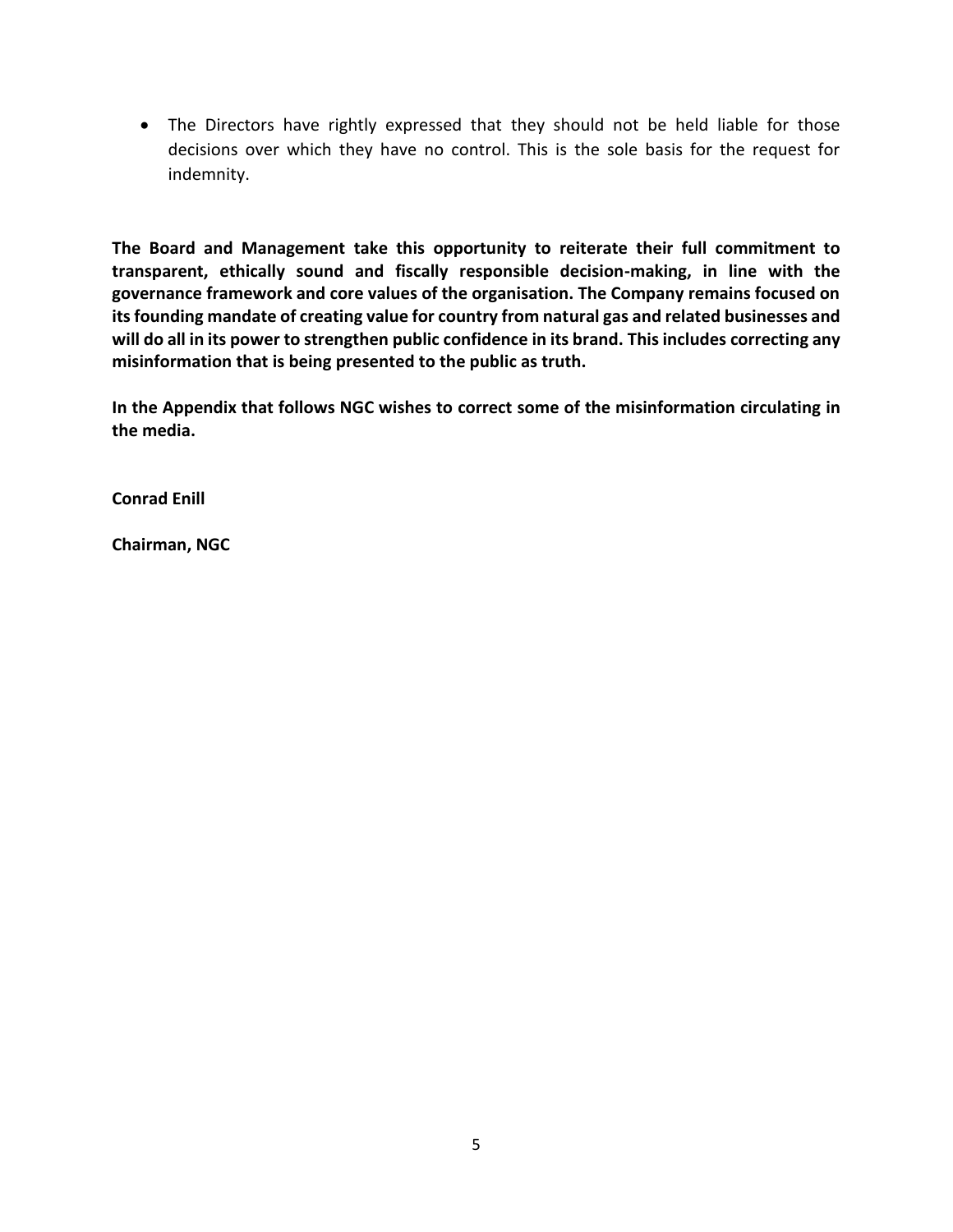- The Directors have rightly expressed that they should not be held liable for those decisions over which they have no control. This is the sole basis for the request for indemnity.

**The Board and Management take this opportunity to reiterate their full commitment to transparent, ethically sound and fiscally responsible decision-making, in line with the governance framework and core values of the organisation. The Company remains focused on its founding mandate of creating value for country from natural gas and related businesses and will do all in its power to strengthen public confidence in its brand. This includes correcting any misinformation that is being presented to the public as truth.**

**In the Appendix that follows NGC wishes to correct some of the misinformation circulating in the media.**

**Conrad Enill**

**Chairman, NGC**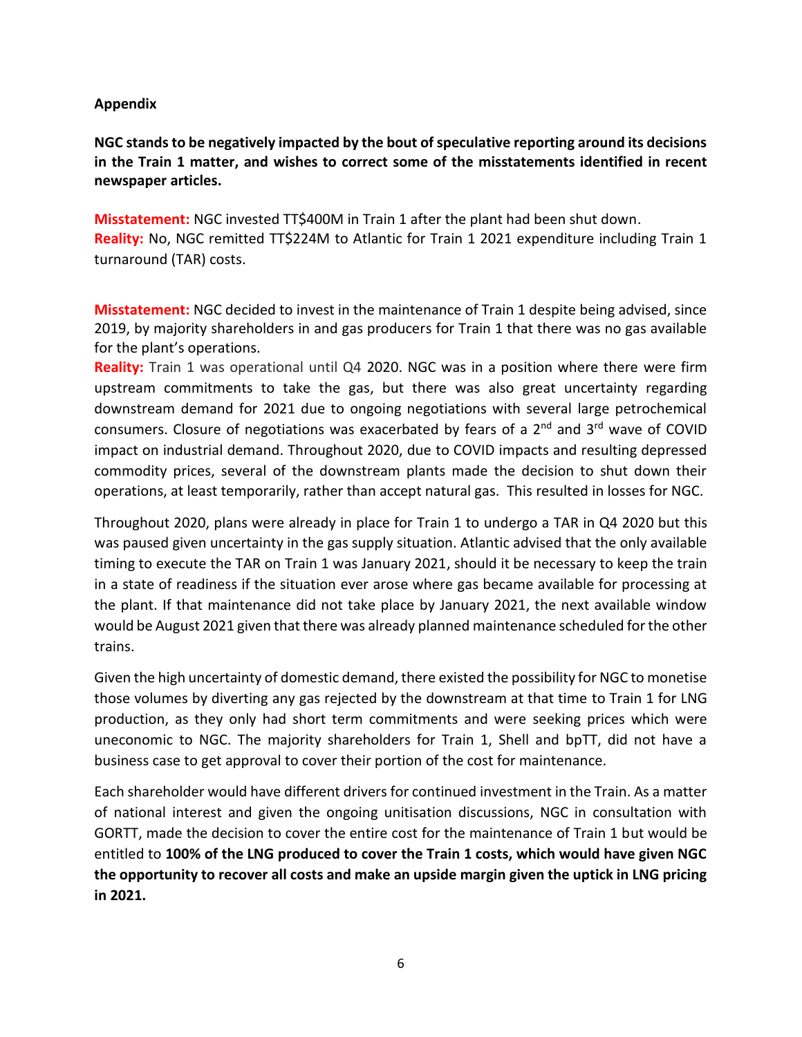**Appendix**

**NGC stands to be negatively impacted by the bout of speculative reporting around its decisions in the Train 1 matter, and wishes to correct some of the misstatements identified in recent newspaper articles.**

**Misstatement:** NGC invested TT$400M in Train 1 after the plant had been shut down.
**Reality:** No, NGC remitted TT$224M to Atlantic for Train 1 2021 expenditure including Train 1 turnaround (TAR) costs.

**Misstatement:** NGC decided to invest in the maintenance of Train 1 despite being advised, since 2019, by majority shareholders in and gas producers for Train 1 that there was no gas available for the plant's operations.
**Reality:** Train 1 was operational until Q4 2020. NGC was in a position where there were firm upstream commitments to take the gas, but there was also great uncertainty regarding downstream demand for 2021 due to ongoing negotiations with several large petrochemical consumers. Closure of negotiations was exacerbated by fears of a 2nd and 3rd wave of COVID impact on industrial demand. Throughout 2020, due to COVID impacts and resulting depressed commodity prices, several of the downstream plants made the decision to shut down their operations, at least temporarily, rather than accept natural gas. This resulted in losses for NGC.

Throughout 2020, plans were already in place for Train 1 to undergo a TAR in Q4 2020 but this was paused given uncertainty in the gas supply situation. Atlantic advised that the only available timing to execute the TAR on Train 1 was January 2021, should it be necessary to keep the train in a state of readiness if the situation ever arose where gas became available for processing at the plant. If that maintenance did not take place by January 2021, the next available window would be August 2021 given that there was already planned maintenance scheduled for the other trains.

Given the high uncertainty of domestic demand, there existed the possibility for NGC to monetise those volumes by diverting any gas rejected by the downstream at that time to Train 1 for LNG production, as they only had short term commitments and were seeking prices which were uneconomic to NGC. The majority shareholders for Train 1, Shell and bpTT, did not have a business case to get approval to cover their portion of the cost for maintenance.

Each shareholder would have different drivers for continued investment in the Train. As a matter of national interest and given the ongoing unitisation discussions, NGC in consultation with GORTT, made the decision to cover the entire cost for the maintenance of Train 1 but would be entitled to **100% of the LNG produced to cover the Train 1 costs, which would have given NGC the opportunity to recover all costs and make an upside margin given the uptick in LNG pricing in 2021.**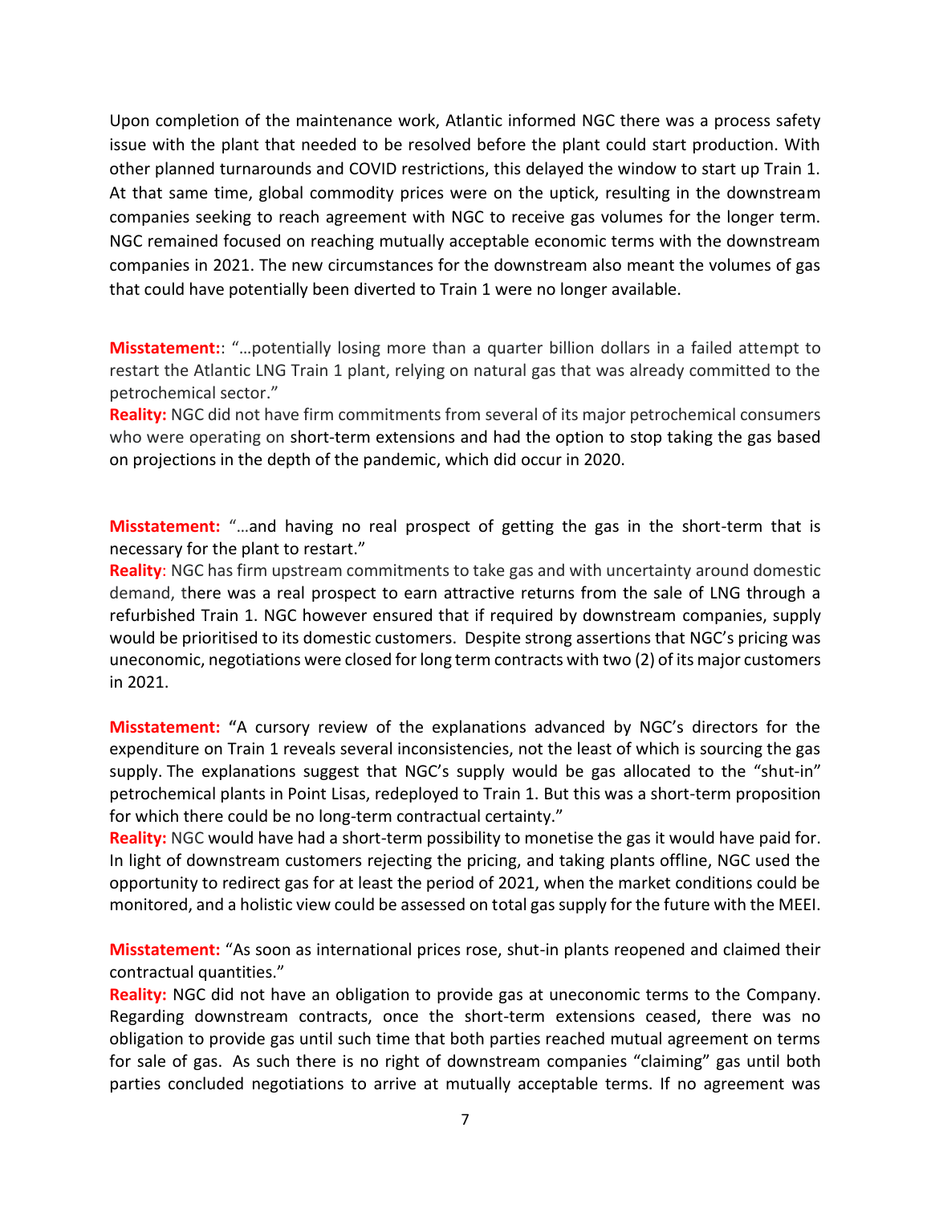Upon completion of the maintenance work, Atlantic informed NGC there was a process safety issue with the plant that needed to be resolved before the plant could start production. With other planned turnarounds and COVID restrictions, this delayed the window to start up Train 1. At that same time, global commodity prices were on the uptick, resulting in the downstream companies seeking to reach agreement with NGC to receive gas volumes for the longer term. NGC remained focused on reaching mutually acceptable economic terms with the downstream companies in 2021. The new circumstances for the downstream also meant the volumes of gas that could have potentially been diverted to Train 1 were no longer available.

**Misstatement:**: "…potentially losing more than a quarter billion dollars in a failed attempt to restart the Atlantic LNG Train 1 plant, relying on natural gas that was already committed to the petrochemical sector."
**Reality:** NGC did not have firm commitments from several of its major petrochemical consumers who were operating on short-term extensions and had the option to stop taking the gas based on projections in the depth of the pandemic, which did occur in 2020.

**Misstatement:** "…and having no real prospect of getting the gas in the short-term that is necessary for the plant to restart."
**Reality**: NGC has firm upstream commitments to take gas and with uncertainty around domestic demand, there was a real prospect to earn attractive returns from the sale of LNG through a refurbished Train 1. NGC however ensured that if required by downstream companies, supply would be prioritised to its domestic customers. Despite strong assertions that NGC's pricing was uneconomic, negotiations were closed for long term contracts with two (2) of its major customers in 2021.

**Misstatement:** "A cursory review of the explanations advanced by NGC's directors for the expenditure on Train 1 reveals several inconsistencies, not the least of which is sourcing the gas supply. The explanations suggest that NGC's supply would be gas allocated to the "shut-in" petrochemical plants in Point Lisas, redeployed to Train 1. But this was a short-term proposition for which there could be no long-term contractual certainty."
**Reality:** NGC would have had a short-term possibility to monetise the gas it would have paid for. In light of downstream customers rejecting the pricing, and taking plants offline, NGC used the opportunity to redirect gas for at least the period of 2021, when the market conditions could be monitored, and a holistic view could be assessed on total gas supply for the future with the MEEI.

**Misstatement:** "As soon as international prices rose, shut-in plants reopened and claimed their contractual quantities."
**Reality:** NGC did not have an obligation to provide gas at uneconomic terms to the Company. Regarding downstream contracts, once the short-term extensions ceased, there was no obligation to provide gas until such time that both parties reached mutual agreement on terms for sale of gas. As such there is no right of downstream companies "claiming" gas until both parties concluded negotiations to arrive at mutually acceptable terms. If no agreement was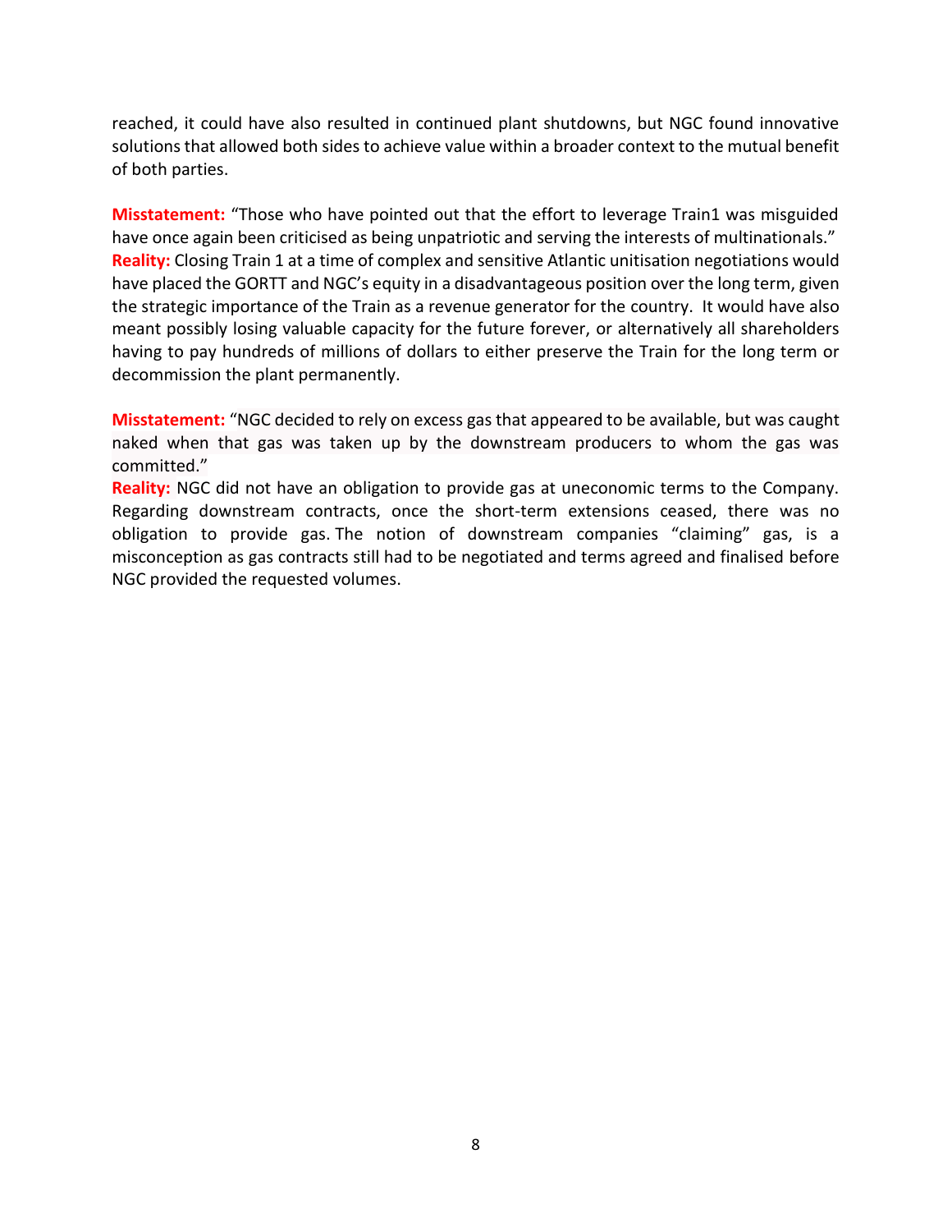reached, it could have also resulted in continued plant shutdowns, but NGC found innovative solutions that allowed both sides to achieve value within a broader context to the mutual benefit of both parties.

**Misstatement:** "Those who have pointed out that the effort to leverage Train1 was misguided have once again been criticised as being unpatriotic and serving the interests of multinationals."
**Reality:** Closing Train 1 at a time of complex and sensitive Atlantic unitisation negotiations would have placed the GORTT and NGC's equity in a disadvantageous position over the long term, given the strategic importance of the Train as a revenue generator for the country. It would have also meant possibly losing valuable capacity for the future forever, or alternatively all shareholders having to pay hundreds of millions of dollars to either preserve the Train for the long term or decommission the plant permanently.

**Misstatement:** "NGC decided to rely on excess gas that appeared to be available, but was caught naked when that gas was taken up by the downstream producers to whom the gas was committed."
**Reality:** NGC did not have an obligation to provide gas at uneconomic terms to the Company. Regarding downstream contracts, once the short-term extensions ceased, there was no obligation to provide gas. The notion of downstream companies "claiming" gas, is a misconception as gas contracts still had to be negotiated and terms agreed and finalised before NGC provided the requested volumes.